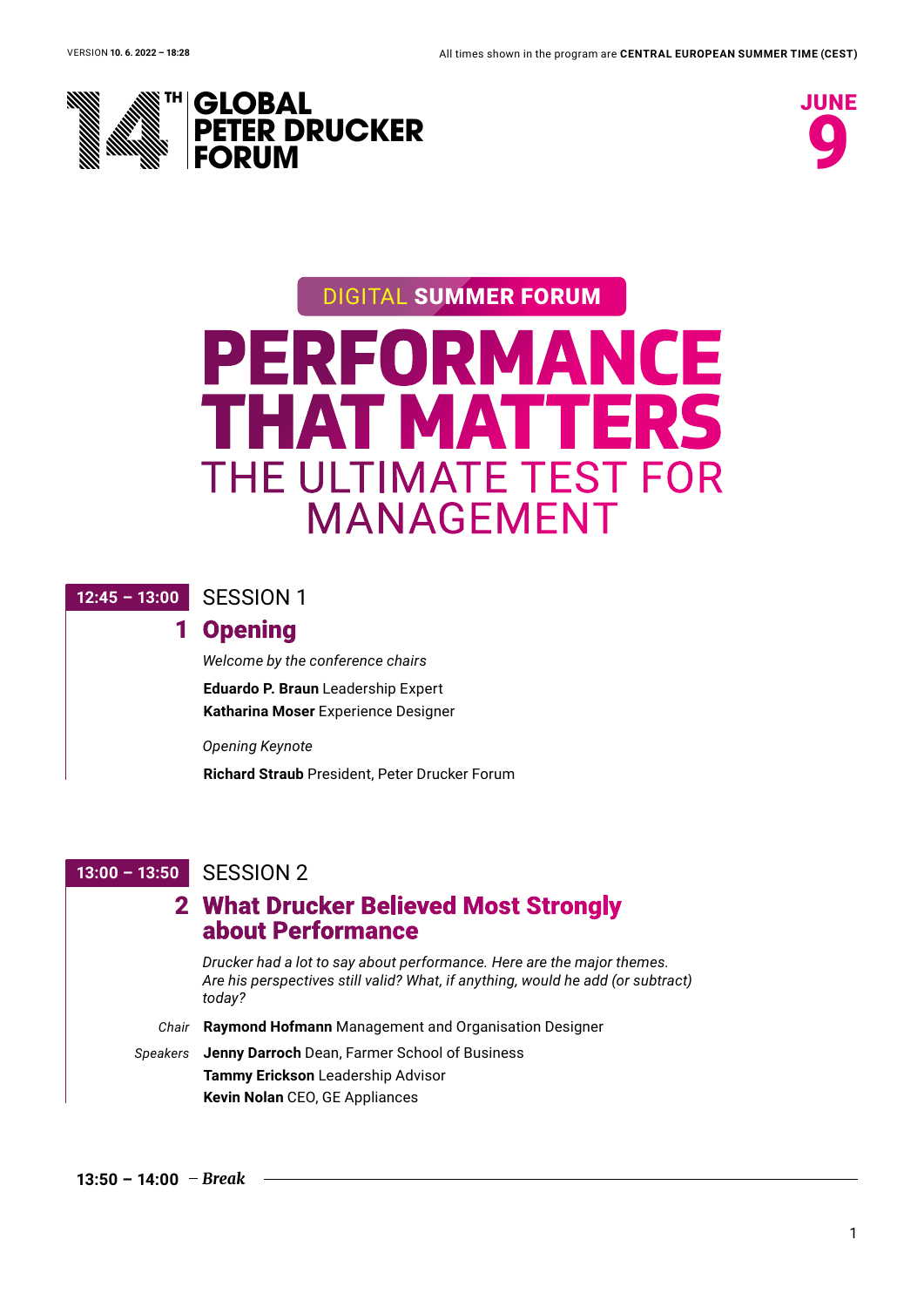VERSION **10. 6. 2022 – 18:28**

All times shown in the program are **CENTRAL EUROPEAN SUMMER TIME (CEST)**

# 14TH GLOBAL PETER DRUCKER FORUM

**JUNE 9**

DIGITAL **SUMMER FORUM**

# PERFORMANCE THAT MATTERS

## THE ULTIMATE TEST FOR MANAGEMENT

**12:45 – 13:00** SESSION 1

## 1 Opening

*Welcome by the conference chairs*

**Eduardo P. Braun** Leadership Expert
**Katharina Moser** Experience Designer

*Opening Keynote*

**Richard Straub** President, Peter Drucker Forum

**13:00 – 13:50** SESSION 2

## 2 What Drucker Believed Most Strongly about Performance

*Drucker had a lot to say about performance. Here are the major themes. Are his perspectives still valid? What, if anything, would he add (or subtract) today?*

*Chair* **Raymond Hofmann** Management and Organisation Designer

*Speakers* **Jenny Darroch** Dean, Farmer School of Business
**Tammy Erickson** Leadership Advisor
**Kevin Nolan** CEO, GE Appliances

**13:50 – 14:00** – ***Break***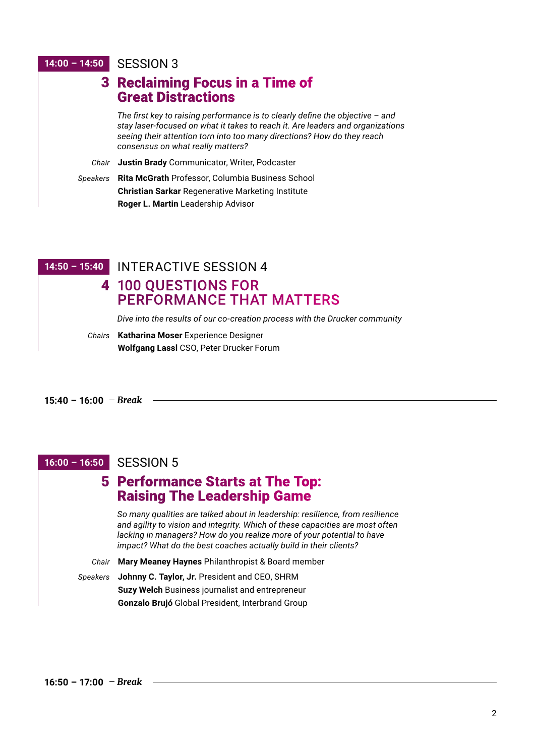**14:00 – 14:50** SESSION 3

## 3 Reclaiming Focus in a Time of Great Distractions

*The first key to raising performance is to clearly define the objective – and stay laser-focused on what it takes to reach it. Are leaders and organizations seeing their attention torn into too many directions? How do they reach consensus on what really matters?*

*Chair* **Justin Brady** Communicator, Writer, Podcaster

*Speakers* **Rita McGrath** Professor, Columbia Business School
**Christian Sarkar** Regenerative Marketing Institute
**Roger L. Martin** Leadership Advisor

**14:50 – 15:40** INTERACTIVE SESSION 4

## 4 100 QUESTIONS FOR PERFORMANCE THAT MATTERS

*Dive into the results of our co-creation process with the Drucker community*

*Chairs* **Katharina Moser** Experience Designer
**Wolfgang Lassl** CSO, Peter Drucker Forum

**15:40 – 16:00** – ***Break***

**16:00 – 16:50** SESSION 5

## 5 Performance Starts at The Top: Raising The Leadership Game

*So many qualities are talked about in leadership: resilience, from resilience and agility to vision and integrity. Which of these capacities are most often lacking in managers? How do you realize more of your potential to have impact? What do the best coaches actually build in their clients?*

*Chair* **Mary Meaney Haynes** Philanthropist & Board member

*Speakers* **Johnny C. Taylor, Jr.** President and CEO, SHRM
**Suzy Welch** Business journalist and entrepreneur
**Gonzalo Brujó** Global President, Interbrand Group

**16:50 – 17:00** – ***Break***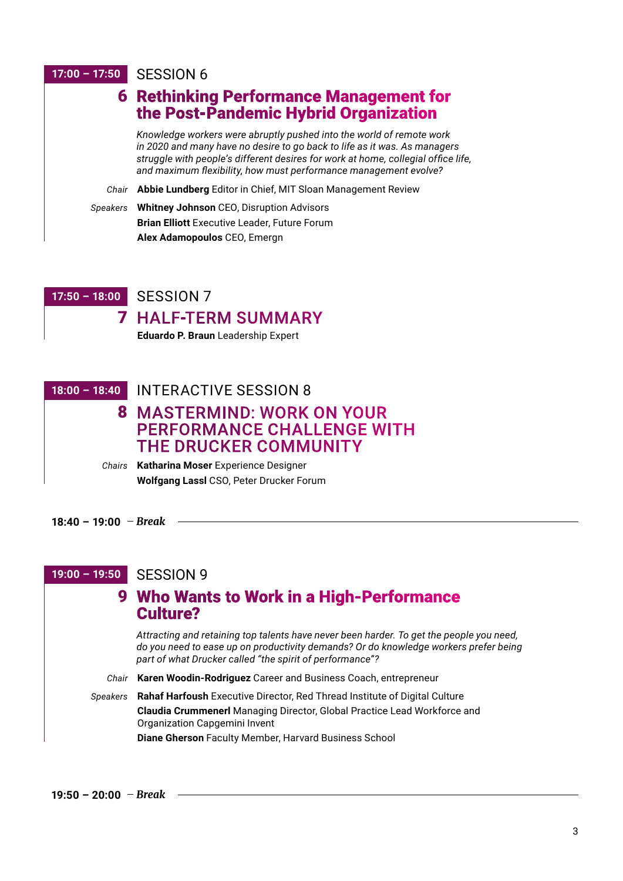**17:00 – 17:50** SESSION 6

## 6 Rethinking Performance Management for the Post-Pandemic Hybrid Organization

*Knowledge workers were abruptly pushed into the world of remote work in 2020 and many have no desire to go back to life as it was. As managers struggle with people's different desires for work at home, collegial office life, and maximum flexibility, how must performance management evolve?*

*Chair* **Abbie Lundberg** Editor in Chief, MIT Sloan Management Review

*Speakers* **Whitney Johnson** CEO, Disruption Advisors
**Brian Elliott** Executive Leader, Future Forum
**Alex Adamopoulos** CEO, Emergn

**17:50 – 18:00** SESSION 7

## 7 HALF-TERM SUMMARY

**Eduardo P. Braun** Leadership Expert

**18:00 – 18:40** INTERACTIVE SESSION 8

## 8 MASTERMIND: WORK ON YOUR PERFORMANCE CHALLENGE WITH THE DRUCKER COMMUNITY

*Chairs* **Katharina Moser** Experience Designer
**Wolfgang Lassl** CSO, Peter Drucker Forum

**18:40 – 19:00** – *Break*

**19:00 – 19:50** SESSION 9

## 9 Who Wants to Work in a High-Performance Culture?

*Attracting and retaining top talents have never been harder. To get the people you need, do you need to ease up on productivity demands? Or do knowledge workers prefer being part of what Drucker called "the spirit of performance"?*

*Chair* **Karen Woodin-Rodriguez** Career and Business Coach, entrepreneur

*Speakers* **Rahaf Harfoush** Executive Director, Red Thread Institute of Digital Culture
**Claudia Crummenerl** Managing Director, Global Practice Lead Workforce and Organization Capgemini Invent
**Diane Gherson** Faculty Member, Harvard Business School

**19:50 – 20:00** – *Break*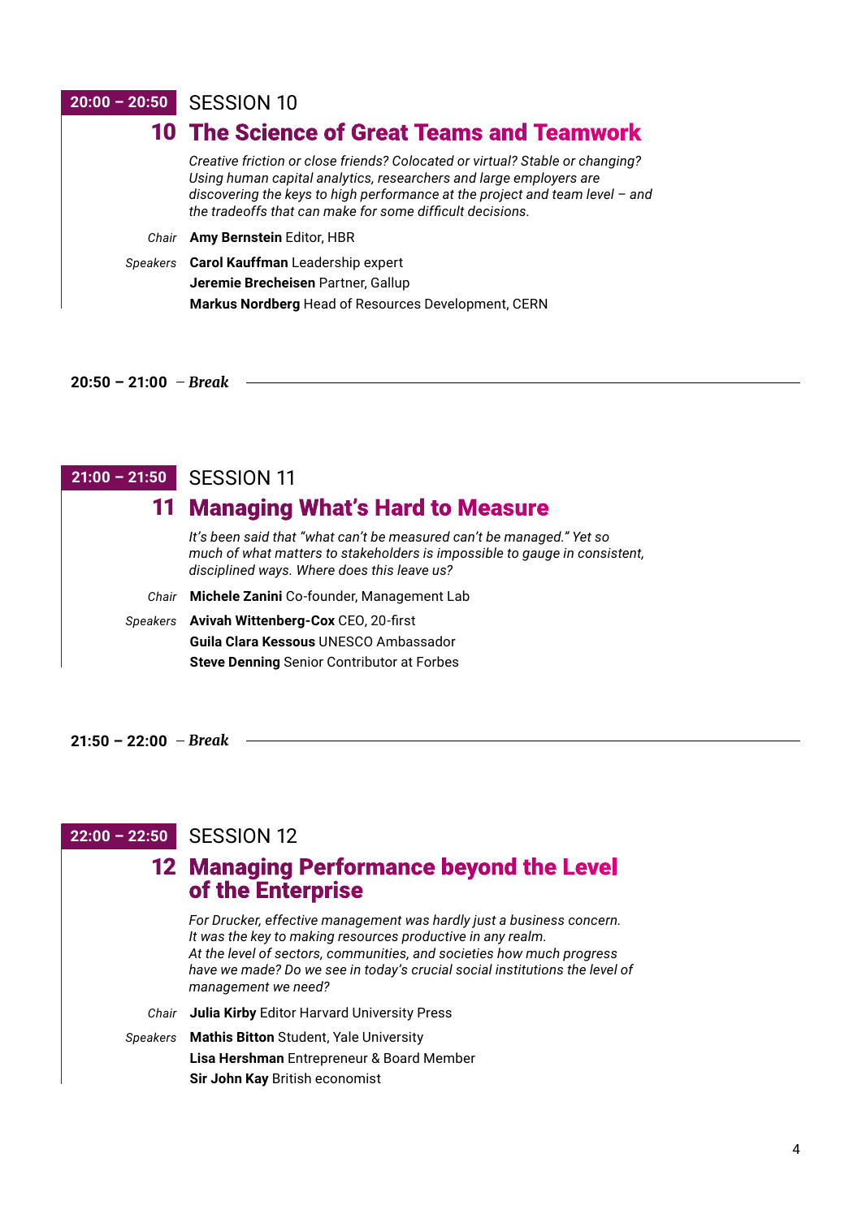**20:00 – 20:50** SESSION 10

## 10 The Science of Great Teams and Teamwork

*Creative friction or close friends? Colocated or virtual? Stable or changing? Using human capital analytics, researchers and large employers are discovering the keys to high performance at the project and team level – and the tradeoffs that can make for some difficult decisions.*

*Chair* **Amy Bernstein** Editor, HBR

*Speakers* **Carol Kauffman** Leadership expert
**Jeremie Brecheisen** Partner, Gallup
**Markus Nordberg** Head of Resources Development, CERN

**20:50 – 21:00** – ***Break***

**21:00 – 21:50** SESSION 11

## 11 Managing What's Hard to Measure

*It's been said that "what can't be measured can't be managed." Yet so much of what matters to stakeholders is impossible to gauge in consistent, disciplined ways. Where does this leave us?*

*Chair* **Michele Zanini** Co-founder, Management Lab

*Speakers* **Avivah Wittenberg-Cox** CEO, 20-first
**Guila Clara Kessous** UNESCO Ambassador
**Steve Denning** Senior Contributor at Forbes

**21:50 – 22:00** – ***Break***

**22:00 – 22:50** SESSION 12

## 12 Managing Performance beyond the Level of the Enterprise

*For Drucker, effective management was hardly just a business concern. It was the key to making resources productive in any realm. At the level of sectors, communities, and societies how much progress have we made? Do we see in today's crucial social institutions the level of management we need?*

*Chair* **Julia Kirby** Editor Harvard University Press

*Speakers* **Mathis Bitton** Student, Yale University
**Lisa Hershman** Entrepreneur & Board Member
**Sir John Kay** British economist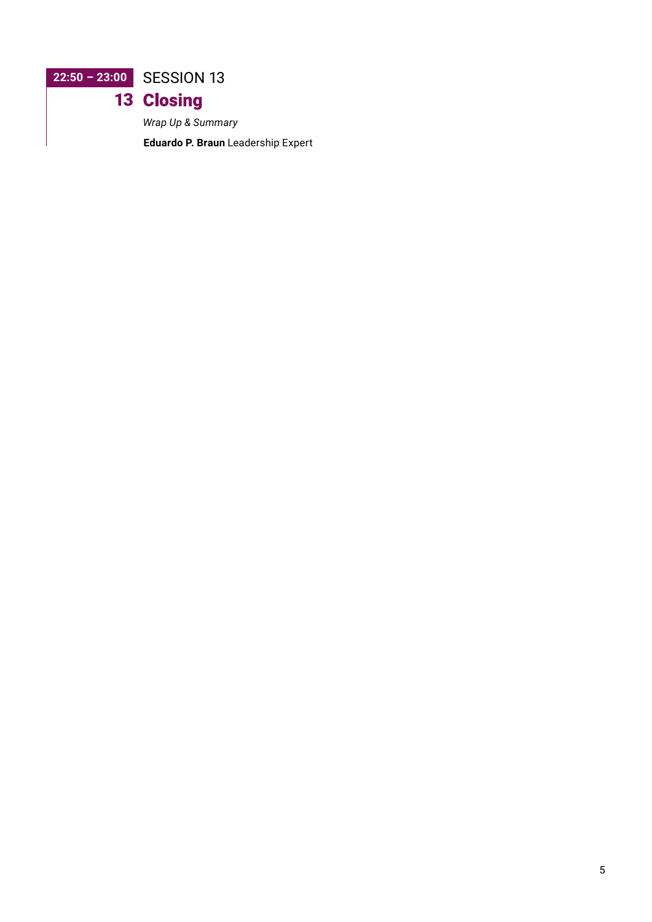**22:50 – 23:00** SESSION 13

## 13 Closing

*Wrap Up & Summary*

**Eduardo P. Braun** Leadership Expert